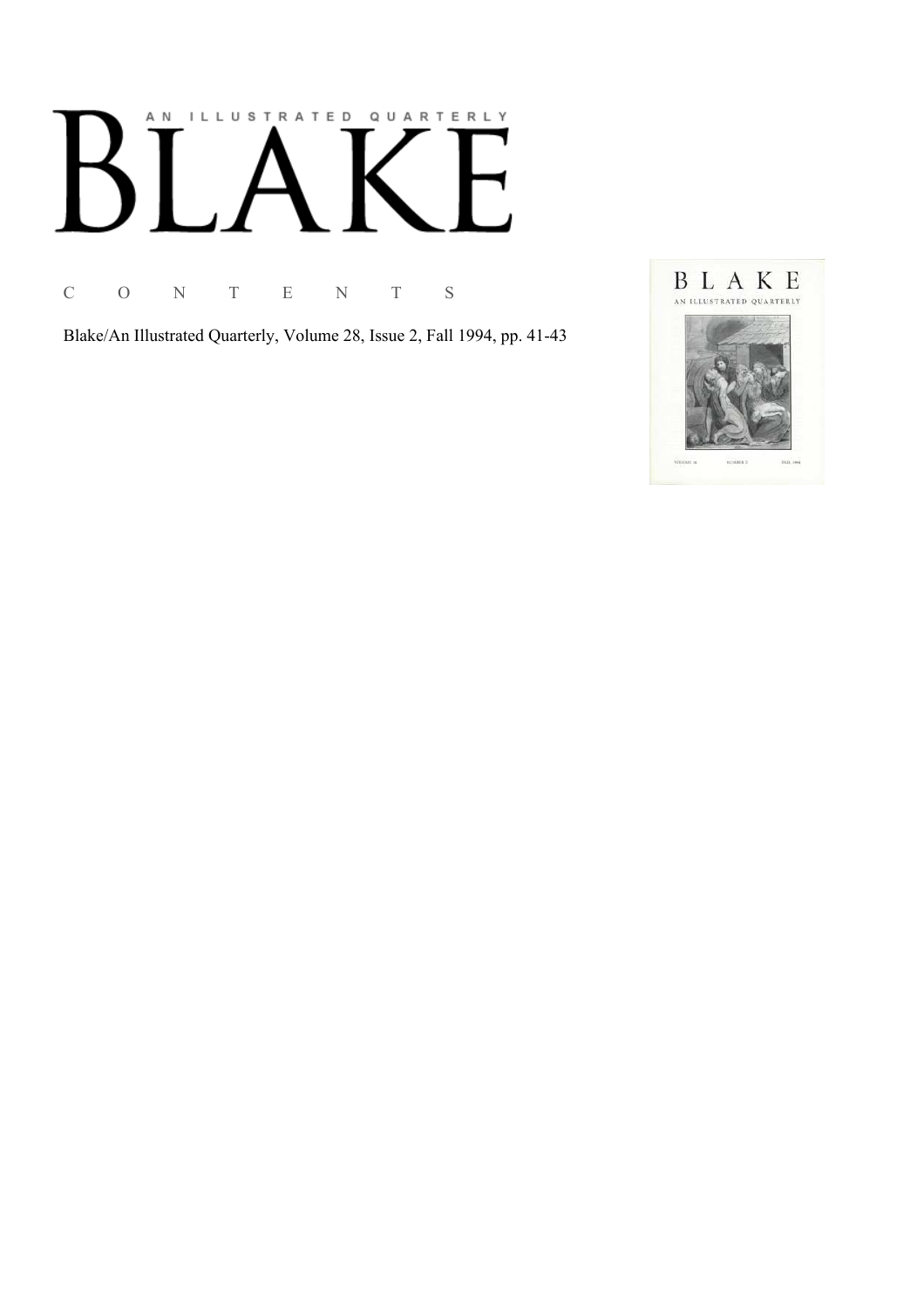# AN ILLUSTRATED QUARTERLY BLAKE

C O N T E N T S

Blake/An Illustrated Quarterly, Volume 28, Issue 2, Fall 1994, pp. 41-43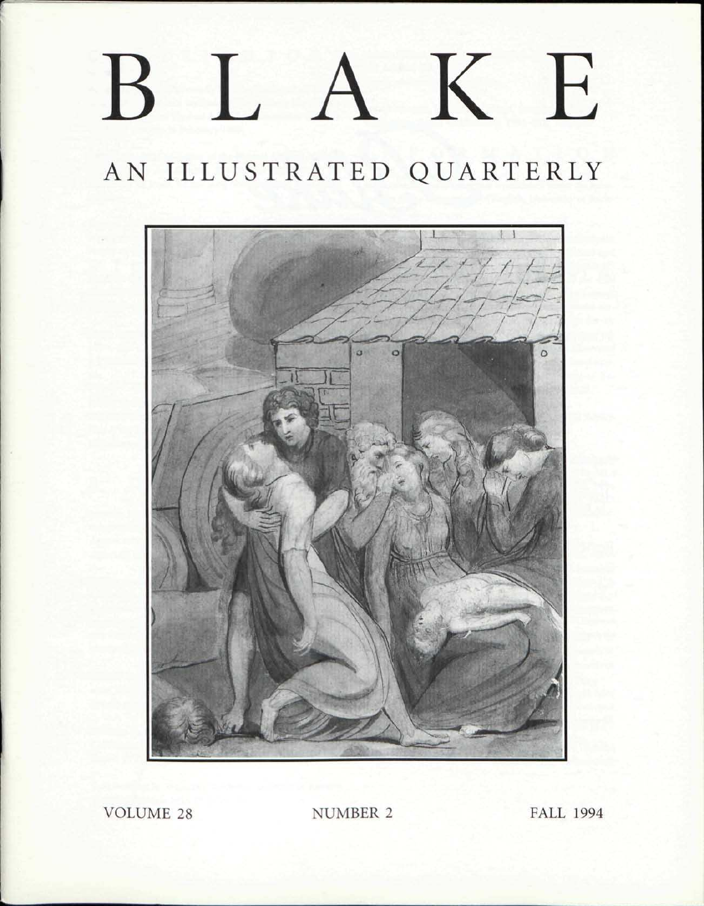# BLAKE

## AN ILLUSTRATED QUARTERLY

VOLUME 28 NUMBER 2 FALL 1994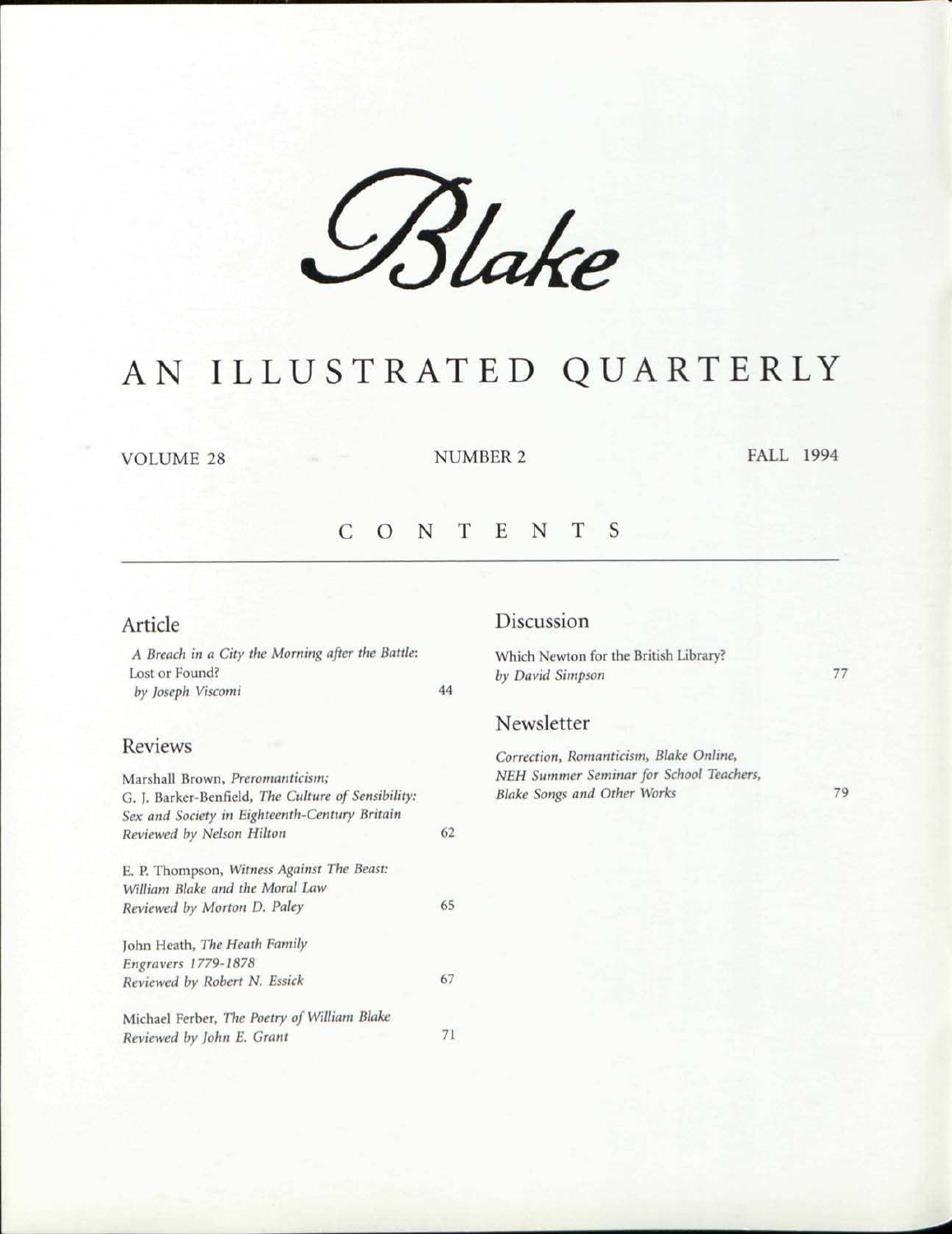# Blake

## AN ILLUSTRATED QUARTERLY

VOLUME 28 NUMBER 2 FALL 1994

## CONTENTS

### Article

*A Breach in a City the Morning after the Battle*: Lost or Found?
*by Joseph Viscomi* 44

### Reviews

Marshall Brown, *Preromanticism*;
G. J. Barker-Benfield, *The Culture of Sensibility: Sex and Society in Eighteenth-Century Britain*
*Reviewed by Nelson Hilton* 62

E. P. Thompson, *Witness Against The Beast: William Blake and the Moral Law*
*Reviewed by Morton D. Paley* 65

John Heath, *The Heath Family Engravers 1779-1878*
*Reviewed by Robert N. Essick* 67

Michael Ferber, *The Poetry of William Blake*
*Reviewed by John E. Grant* 71

### Discussion

Which Newton for the British Library?
*by David Simpson* 77

### Newsletter

*Correction, Romanticism, Blake Online, NEH Summer Seminar for School Teachers, Blake Songs and Other Works* 79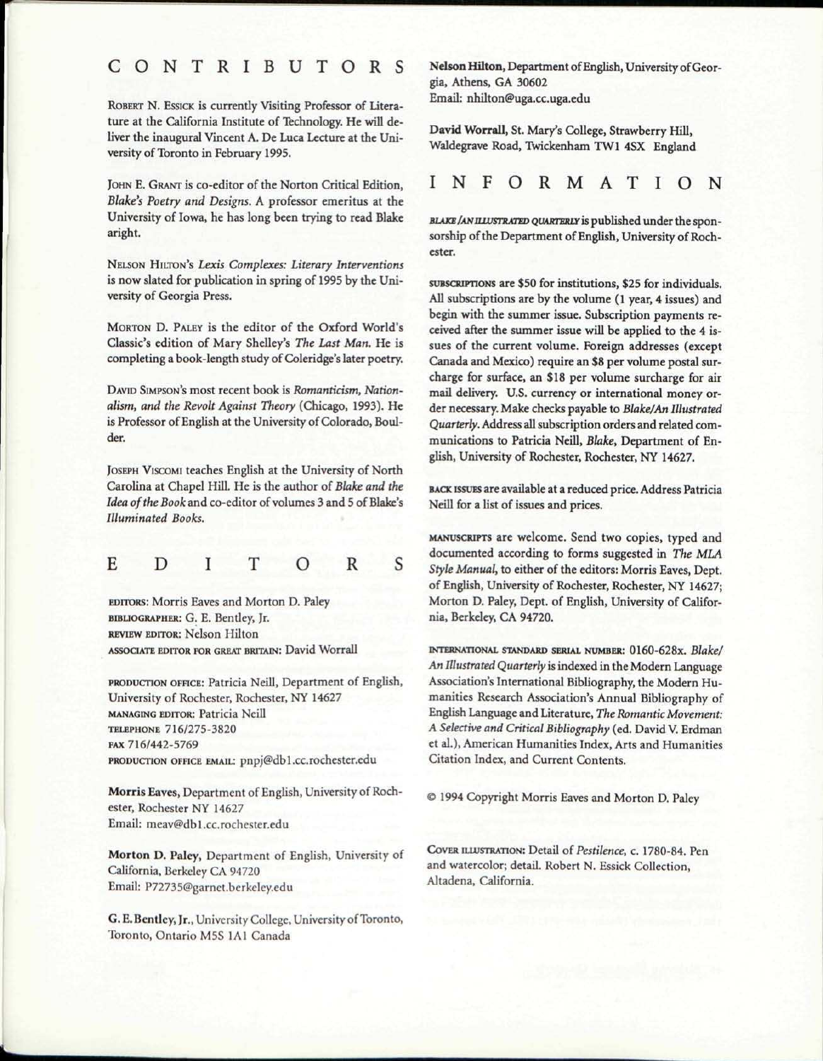# CONTRIBUTORS

ROBERT N. ESSICK is currently Visiting Professor of Literature at the California Institute of Technology. He will deliver the inaugural Vincent A. De Luca Lecture at the University of Toronto in February 1995.

JOHN E. GRANT is co-editor of the Norton Critical Edition, *Blake's Poetry and Designs*. A professor emeritus at the University of Iowa, he has long been trying to read Blake aright.

NELSON HILTON'S *Lexis Complexes: Literary Interventions* is now slated for publication in spring of 1995 by the University of Georgia Press.

MORTON D. PALEY is the editor of the Oxford World's Classic's edition of Mary Shelley's *The Last Man*. He is completing a book-length study of Coleridge's later poetry.

DAVID SIMPSON'S most recent book is *Romanticism, Nationalism, and the Revolt Against Theory* (Chicago, 1993). He is Professor of English at the University of Colorado, Boulder.

JOSEPH VISCOMI teaches English at the University of North Carolina at Chapel Hill. He is the author of *Blake and the Idea of the Book* and co-editor of volumes 3 and 5 of Blake's *Illuminated Books*.

# EDITORS

EDITORS: Morris Eaves and Morton D. Paley
BIBLIOGRAPHER: G. E. Bentley, Jr.
REVIEW EDITOR: Nelson Hilton
ASSOCIATE EDITOR FOR GREAT BRITAIN: David Worrall

PRODUCTION OFFICE: Patricia Neill, Department of English, University of Rochester, Rochester, NY 14627
MANAGING EDITOR: Patricia Neill
TELEPHONE 716/275-3820
FAX 716/442-5769
PRODUCTION OFFICE EMAIL: pnpj@db1.cc.rochester.edu

**Morris Eaves**, Department of English, University of Rochester, Rochester NY 14627
Email: meav@db1.cc.rochester.edu

**Morton D. Paley**, Department of English, University of California, Berkeley CA 94720
Email: P72735@garnet.berkeley.edu

**G. E. Bentley, Jr.**, University College, University of Toronto, Toronto, Ontario M5S 1A1 Canada

**Nelson Hilton**, Department of English, University of Georgia, Athens, GA 30602
Email: nhilton@uga.cc.uga.edu

**David Worrall**, St. Mary's College, Strawberry Hill, Waldegrave Road, Twickenham TW1 4SX England

# INFORMATION

*BLAKE/AN ILLUSTRATED QUARTERLY* is published under the sponsorship of the Department of English, University of Rochester.

SUBSCRIPTIONS are $50 for institutions, $25 for individuals. All subscriptions are by the volume (1 year, 4 issues) and begin with the summer issue. Subscription payments received after the summer issue will be applied to the 4 issues of the current volume. Foreign addresses (except Canada and Mexico) require an $8 per volume postal surcharge for surface, an $18 per volume surcharge for air mail delivery. U.S. currency or international money order necessary. Make checks payable to *Blake/An Illustrated Quarterly*. Address all subscription orders and related communications to Patricia Neill, *Blake*, Department of English, University of Rochester, Rochester, NY 14627.

BACK ISSUES are available at a reduced price. Address Patricia Neill for a list of issues and prices.

MANUSCRIPTS are welcome. Send two copies, typed and documented according to forms suggested in *The MLA Style Manual*, to either of the editors: Morris Eaves, Dept. of English, University of Rochester, Rochester, NY 14627; Morton D. Paley, Dept. of English, University of California, Berkeley, CA 94720.

INTERNATIONAL STANDARD SERIAL NUMBER: 0160-628x. *Blake/An Illustrated Quarterly* is indexed in the Modern Language Association's International Bibliography, the Modern Humanities Research Association's Annual Bibliography of English Language and Literature, *The Romantic Movement: A Selective and Critical Bibliography* (ed. David V. Erdman et al.), American Humanities Index, Arts and Humanities Citation Index, and Current Contents.

© 1994 Copyright Morris Eaves and Morton D. Paley

COVER ILLUSTRATION: Detail of *Pestilence*, c. 1780-84. Pen and watercolor; detail. Robert N. Essick Collection, Altadena, California.